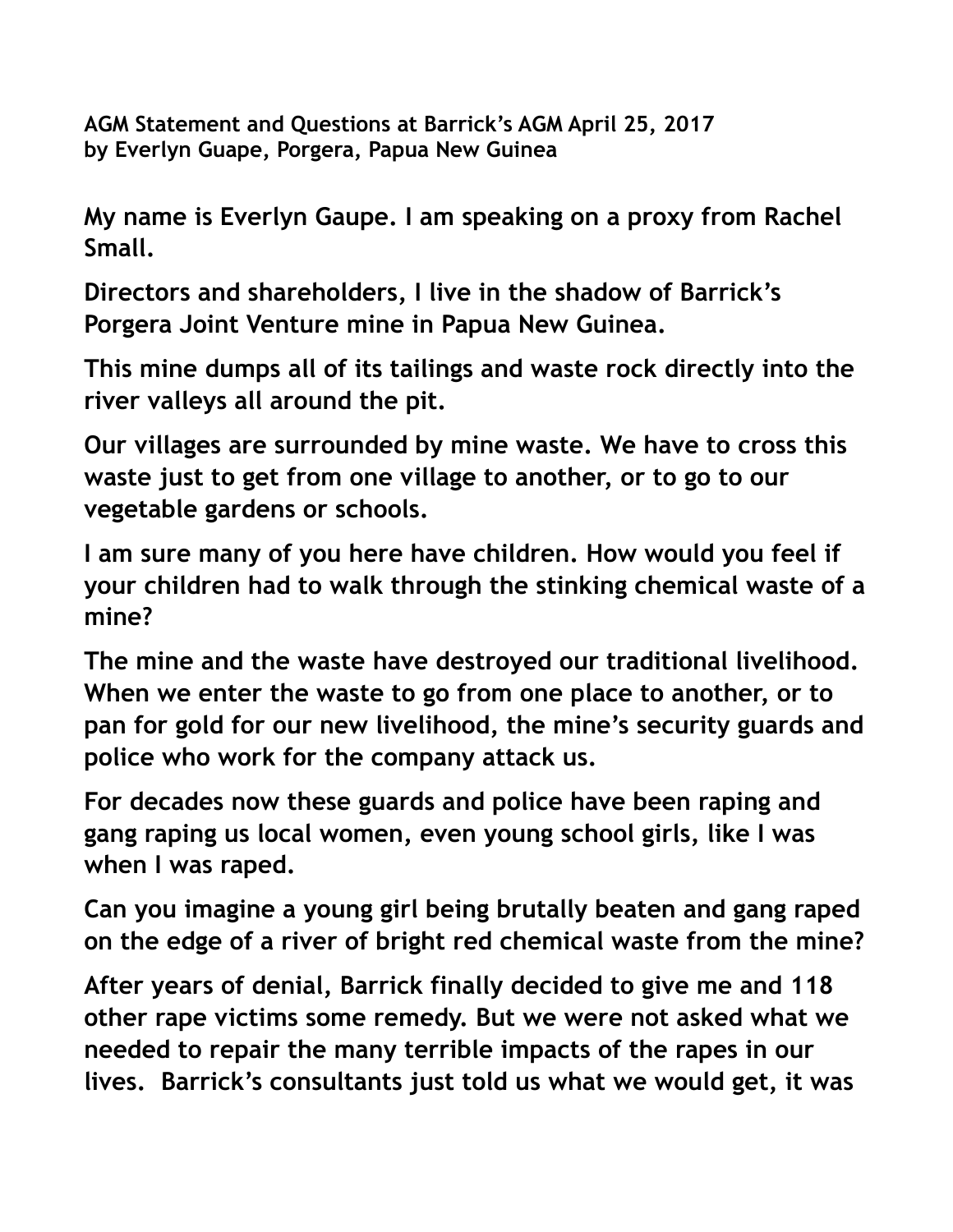**AGM Statement and Questions at Barrick's AGM April 25, 2017**
**by Everlyn Guape, Porgera, Papua New Guinea**

**My name is Everlyn Gaupe. I am speaking on a proxy from Rachel Small.**

**Directors and shareholders, I live in the shadow of Barrick's Porgera Joint Venture mine in Papua New Guinea.**

**This mine dumps all of its tailings and waste rock directly into the river valleys all around the pit.**

**Our villages are surrounded by mine waste. We have to cross this waste just to get from one village to another, or to go to our vegetable gardens or schools.**

**I am sure many of you here have children. How would you feel if your children had to walk through the stinking chemical waste of a mine?**

**The mine and the waste have destroyed our traditional livelihood. When we enter the waste to go from one place to another, or to pan for gold for our new livelihood, the mine's security guards and police who work for the company attack us.**

**For decades now these guards and police have been raping and gang raping us local women, even young school girls, like I was when I was raped.**

**Can you imagine a young girl being brutally beaten and gang raped on the edge of a river of bright red chemical waste from the mine?**

**After years of denial, Barrick finally decided to give me and 118 other rape victims some remedy. But we were not asked what we needed to repair the many terrible impacts of the rapes in our lives. Barrick's consultants just told us what we would get, it was**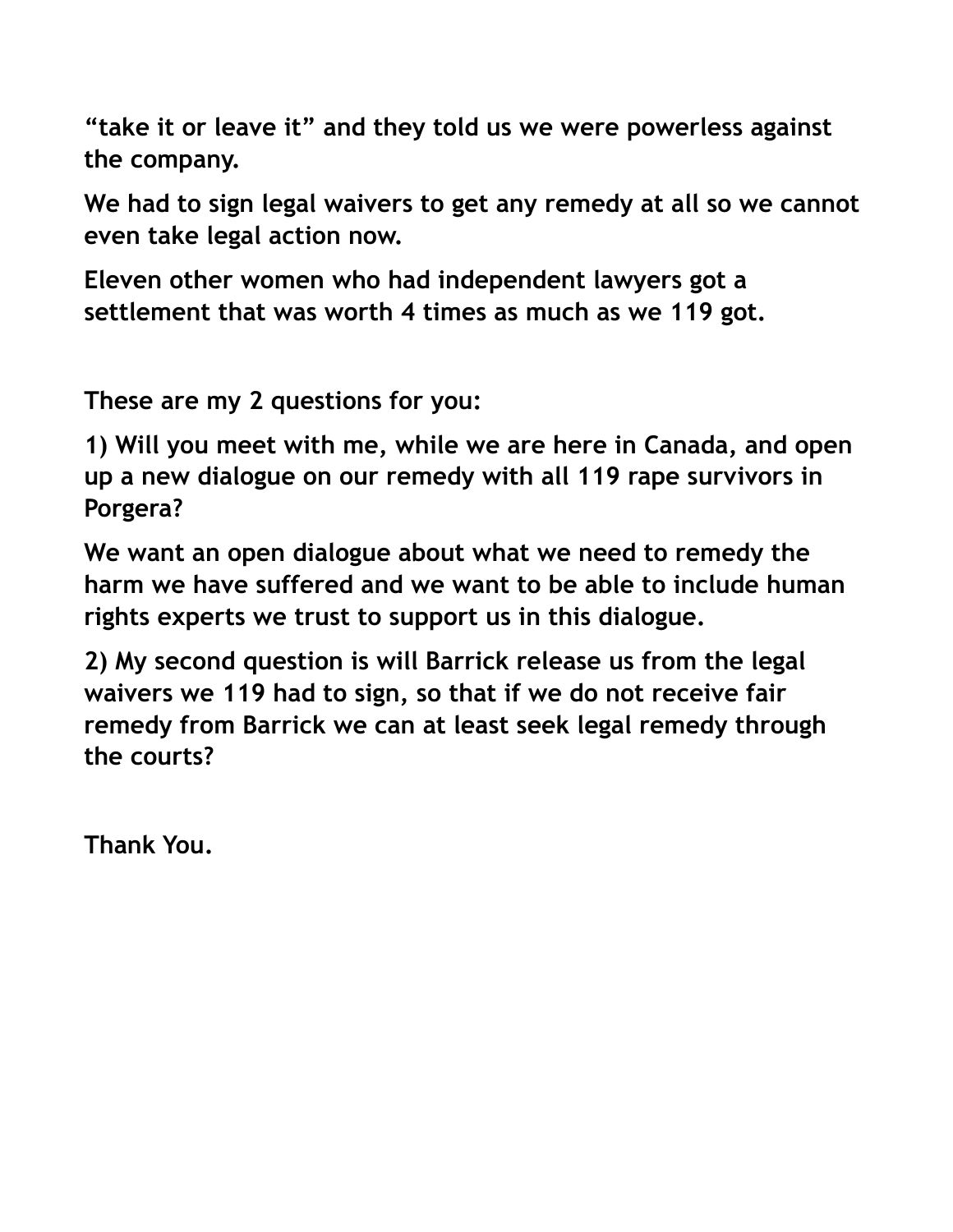**“take it or leave it” and they told us we were powerless against the company.**

**We had to sign legal waivers to get any remedy at all so we cannot even take legal action now.**

**Eleven other women who had independent lawyers got a settlement that was worth 4 times as much as we 119 got.**

**These are my 2 questions for you:**

**1) Will you meet with me, while we are here in Canada, and open up a new dialogue on our remedy with all 119 rape survivors in Porgera?**

**We want an open dialogue about what we need to remedy the harm we have suffered and we want to be able to include human rights experts we trust to support us in this dialogue.**

**2) My second question is will Barrick release us from the legal waivers we 119 had to sign, so that if we do not receive fair remedy from Barrick we can at least seek legal remedy through the courts?**

**Thank You.**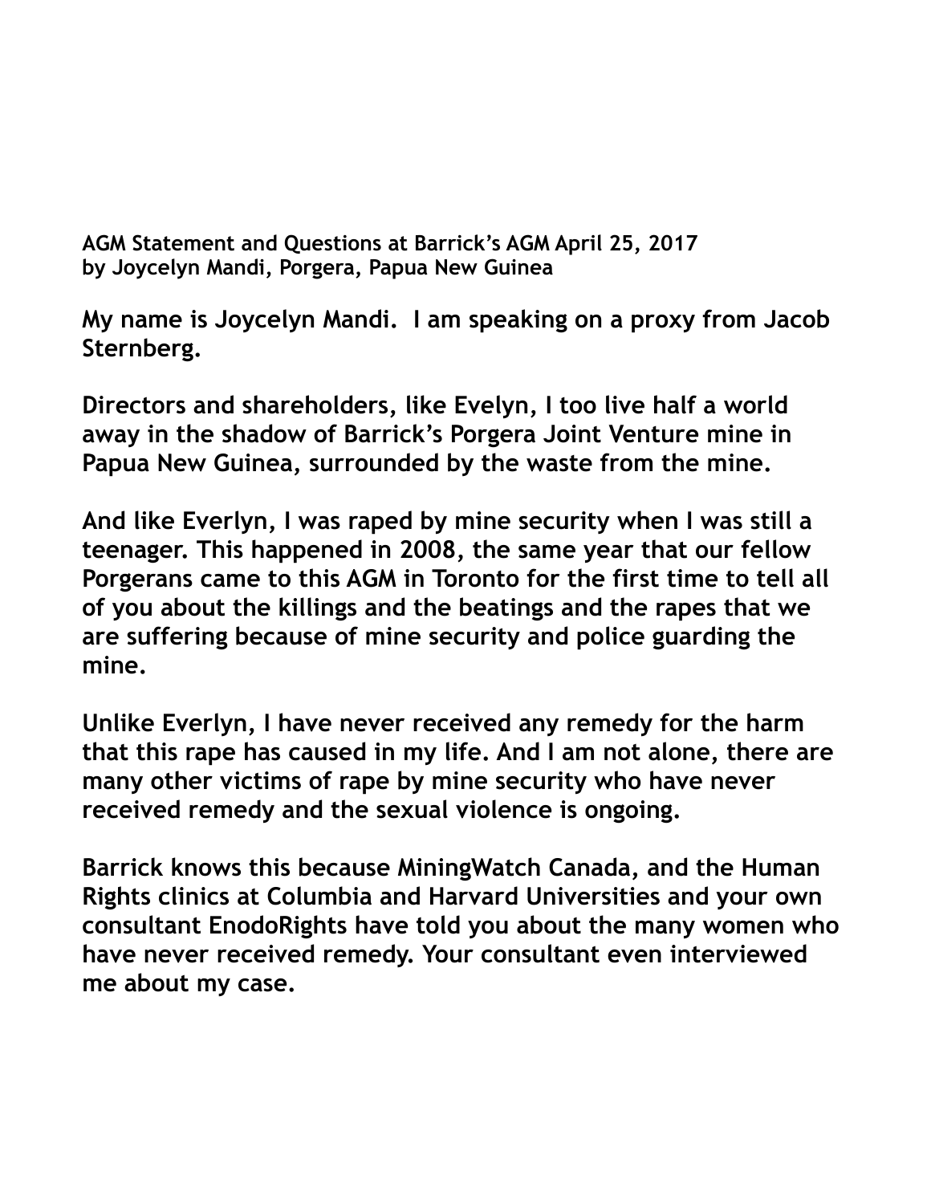**AGM Statement and Questions at Barrick's AGM April 25, 2017**
**by Joycelyn Mandi, Porgera, Papua New Guinea**

**My name is Joycelyn Mandi. I am speaking on a proxy from Jacob Sternberg.**

**Directors and shareholders, like Evelyn, I too live half a world away in the shadow of Barrick's Porgera Joint Venture mine in Papua New Guinea, surrounded by the waste from the mine.**

**And like Everlyn, I was raped by mine security when I was still a teenager. This happened in 2008, the same year that our fellow Porgerans came to this AGM in Toronto for the first time to tell all of you about the killings and the beatings and the rapes that we are suffering because of mine security and police guarding the mine.**

**Unlike Everlyn, I have never received any remedy for the harm that this rape has caused in my life. And I am not alone, there are many other victims of rape by mine security who have never received remedy and the sexual violence is ongoing.**

**Barrick knows this because MiningWatch Canada, and the Human Rights clinics at Columbia and Harvard Universities and your own consultant EnodoRights have told you about the many women who have never received remedy. Your consultant even interviewed me about my case.**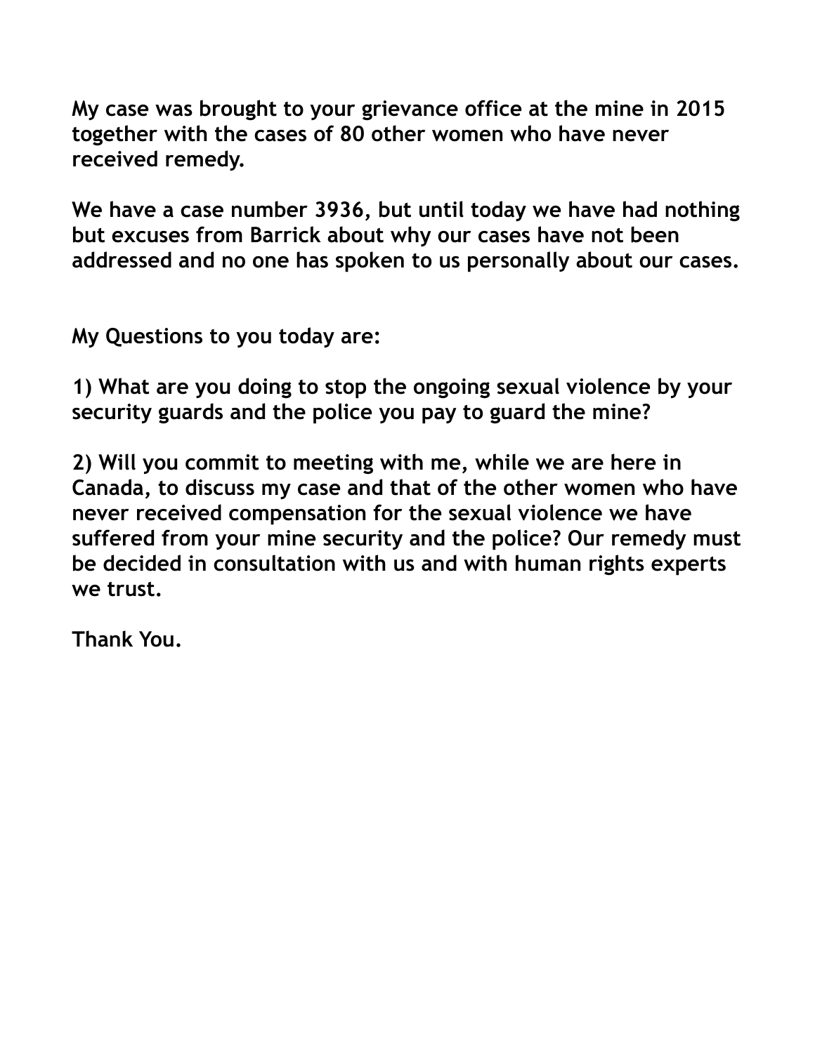**My case was brought to your grievance office at the mine in 2015 together with the cases of 80 other women who have never received remedy.**

**We have a case number 3936, but until today we have had nothing but excuses from Barrick about why our cases have not been addressed and no one has spoken to us personally about our cases.**

**My Questions to you today are:**

**1) What are you doing to stop the ongoing sexual violence by your security guards and the police you pay to guard the mine?**

**2) Will you commit to meeting with me, while we are here in Canada, to discuss my case and that of the other women who have never received compensation for the sexual violence we have suffered from your mine security and the police? Our remedy must be decided in consultation with us and with human rights experts we trust.**

**Thank You.**